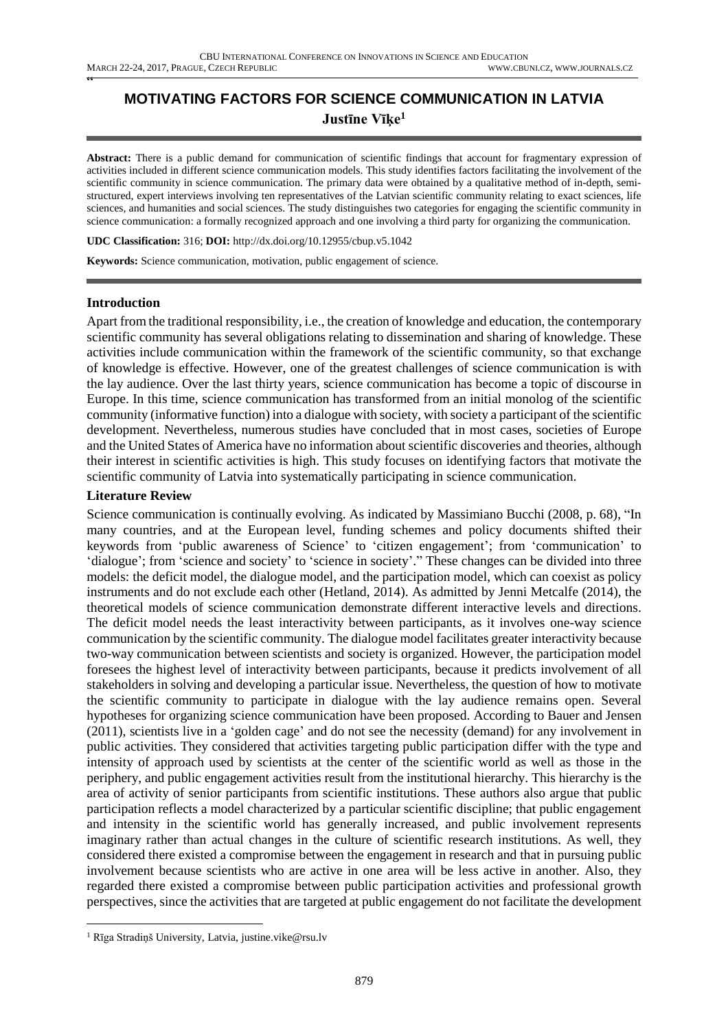# MOTIVATING FACTORS FOR SCIENCE COMMUNICATION IN LATVIA

**Justīne Vīķe**[1]

**Abstract:** There is a public demand for communication of scientific findings that account for fragmentary expression of activities included in different science communication models. This study identifies factors facilitating the involvement of the scientific community in science communication. The primary data were obtained by a qualitative method of in-depth, semi-structured, expert interviews involving ten representatives of the Latvian scientific community relating to exact sciences, life sciences, and humanities and social sciences. The study distinguishes two categories for engaging the scientific community in science communication: a formally recognized approach and one involving a third party for organizing the communication.

**UDC Classification:** 316; **DOI:** http://dx.doi.org/10.12955/cbup.v5.1042

**Keywords:** Science communication, motivation, public engagement of science.

## Introduction

Apart from the traditional responsibility, i.e., the creation of knowledge and education, the contemporary scientific community has several obligations relating to dissemination and sharing of knowledge. These activities include communication within the framework of the scientific community, so that exchange of knowledge is effective. However, one of the greatest challenges of science communication is with the lay audience. Over the last thirty years, science communication has become a topic of discourse in Europe. In this time, science communication has transformed from an initial monolog of the scientific community (informative function) into a dialogue with society, with society a participant of the scientific development. Nevertheless, numerous studies have concluded that in most cases, societies of Europe and the United States of America have no information about scientific discoveries and theories, although their interest in scientific activities is high. This study focuses on identifying factors that motivate the scientific community of Latvia into systematically participating in science communication.

## Literature Review

Science communication is continually evolving. As indicated by Massimiano Bucchi (2008, p. 68), "In many countries, and at the European level, funding schemes and policy documents shifted their keywords from 'public awareness of Science' to 'citizen engagement'; from 'communication' to 'dialogue'; from 'science and society' to 'science in society'." These changes can be divided into three models: the deficit model, the dialogue model, and the participation model, which can coexist as policy instruments and do not exclude each other (Hetland, 2014). As admitted by Jenni Metcalfe (2014), the theoretical models of science communication demonstrate different interactive levels and directions. The deficit model needs the least interactivity between participants, as it involves one-way science communication by the scientific community. The dialogue model facilitates greater interactivity because two-way communication between scientists and society is organized. However, the participation model foresees the highest level of interactivity between participants, because it predicts involvement of all stakeholders in solving and developing a particular issue. Nevertheless, the question of how to motivate the scientific community to participate in dialogue with the lay audience remains open. Several hypotheses for organizing science communication have been proposed. According to Bauer and Jensen (2011), scientists live in a 'golden cage' and do not see the necessity (demand) for any involvement in public activities. They considered that activities targeting public participation differ with the type and intensity of approach used by scientists at the center of the scientific world as well as those in the periphery, and public engagement activities result from the institutional hierarchy. This hierarchy is the area of activity of senior participants from scientific institutions. These authors also argue that public participation reflects a model characterized by a particular scientific discipline; that public engagement and intensity in the scientific world has generally increased, and public involvement represents imaginary rather than actual changes in the culture of scientific research institutions. As well, they considered there existed a compromise between the engagement in research and that in pursuing public involvement because scientists who are active in one area will be less active in another. Also, they regarded there existed a compromise between public participation activities and professional growth perspectives, since the activities that are targeted at public engagement do not facilitate the development

[1] Rīga Stradiņš University, Latvia, justine.vike@rsu.lv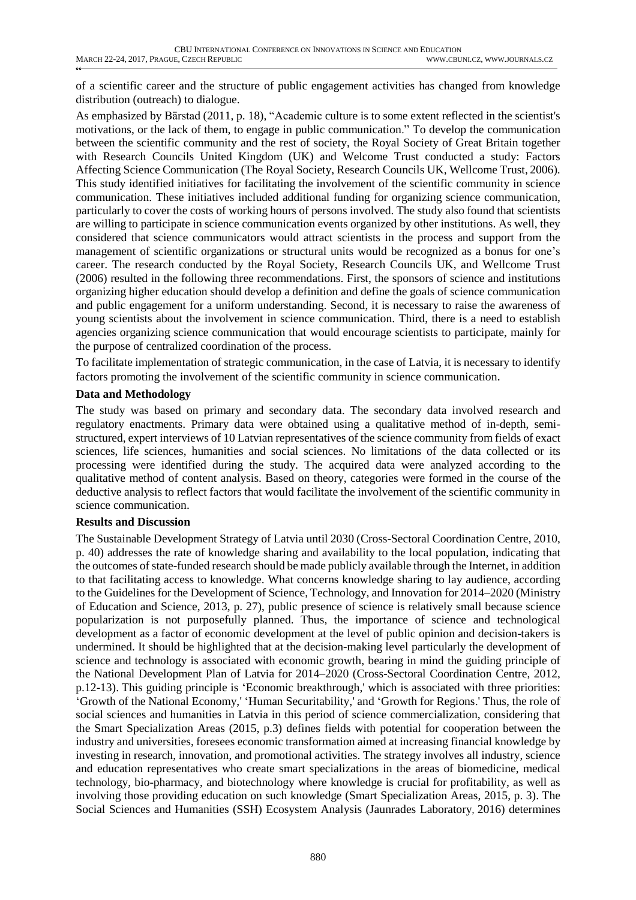of a scientific career and the structure of public engagement activities has changed from knowledge distribution (outreach) to dialogue.

As emphasized by Bärstad (2011, p. 18), "Academic culture is to some extent reflected in the scientist's motivations, or the lack of them, to engage in public communication." To develop the communication between the scientific community and the rest of society, the Royal Society of Great Britain together with Research Councils United Kingdom (UK) and Welcome Trust conducted a study: Factors Affecting Science Communication (The Royal Society, Research Councils UK, Wellcome Trust, 2006). This study identified initiatives for facilitating the involvement of the scientific community in science communication. These initiatives included additional funding for organizing science communication, particularly to cover the costs of working hours of persons involved. The study also found that scientists are willing to participate in science communication events organized by other institutions. As well, they considered that science communicators would attract scientists in the process and support from the management of scientific organizations or structural units would be recognized as a bonus for one's career. The research conducted by the Royal Society, Research Councils UK, and Wellcome Trust (2006) resulted in the following three recommendations. First, the sponsors of science and institutions organizing higher education should develop a definition and define the goals of science communication and public engagement for a uniform understanding. Second, it is necessary to raise the awareness of young scientists about the involvement in science communication. Third, there is a need to establish agencies organizing science communication that would encourage scientists to participate, mainly for the purpose of centralized coordination of the process.

To facilitate implementation of strategic communication, in the case of Latvia, it is necessary to identify factors promoting the involvement of the scientific community in science communication.

**Data and Methodology**

The study was based on primary and secondary data. The secondary data involved research and regulatory enactments. Primary data were obtained using a qualitative method of in-depth, semi-structured, expert interviews of 10 Latvian representatives of the science community from fields of exact sciences, life sciences, humanities and social sciences. No limitations of the data collected or its processing were identified during the study. The acquired data were analyzed according to the qualitative method of content analysis. Based on theory, categories were formed in the course of the deductive analysis to reflect factors that would facilitate the involvement of the scientific community in science communication.

**Results and Discussion**

The Sustainable Development Strategy of Latvia until 2030 (Cross-Sectoral Coordination Centre, 2010, p. 40) addresses the rate of knowledge sharing and availability to the local population, indicating that the outcomes of state-funded research should be made publicly available through the Internet, in addition to that facilitating access to knowledge. What concerns knowledge sharing to lay audience, according to the Guidelines for the Development of Science, Technology, and Innovation for 2014–2020 (Ministry of Education and Science, 2013, p. 27), public presence of science is relatively small because science popularization is not purposefully planned. Thus, the importance of science and technological development as a factor of economic development at the level of public opinion and decision-takers is undermined. It should be highlighted that at the decision-making level particularly the development of science and technology is associated with economic growth, bearing in mind the guiding principle of the National Development Plan of Latvia for 2014–2020 (Cross-Sectoral Coordination Centre, 2012, p.12-13). This guiding principle is 'Economic breakthrough,' which is associated with three priorities: 'Growth of the National Economy,' 'Human Securitability,' and 'Growth for Regions.' Thus, the role of social sciences and humanities in Latvia in this period of science commercialization, considering that the Smart Specialization Areas (2015, p.3) defines fields with potential for cooperation between the industry and universities, foresees economic transformation aimed at increasing financial knowledge by investing in research, innovation, and promotional activities. The strategy involves all industry, science and education representatives who create smart specializations in the areas of biomedicine, medical technology, bio-pharmacy, and biotechnology where knowledge is crucial for profitability, as well as involving those providing education on such knowledge (Smart Specialization Areas, 2015, p. 3). The Social Sciences and Humanities (SSH) Ecosystem Analysis (Jaunrades Laboratory, 2016) determines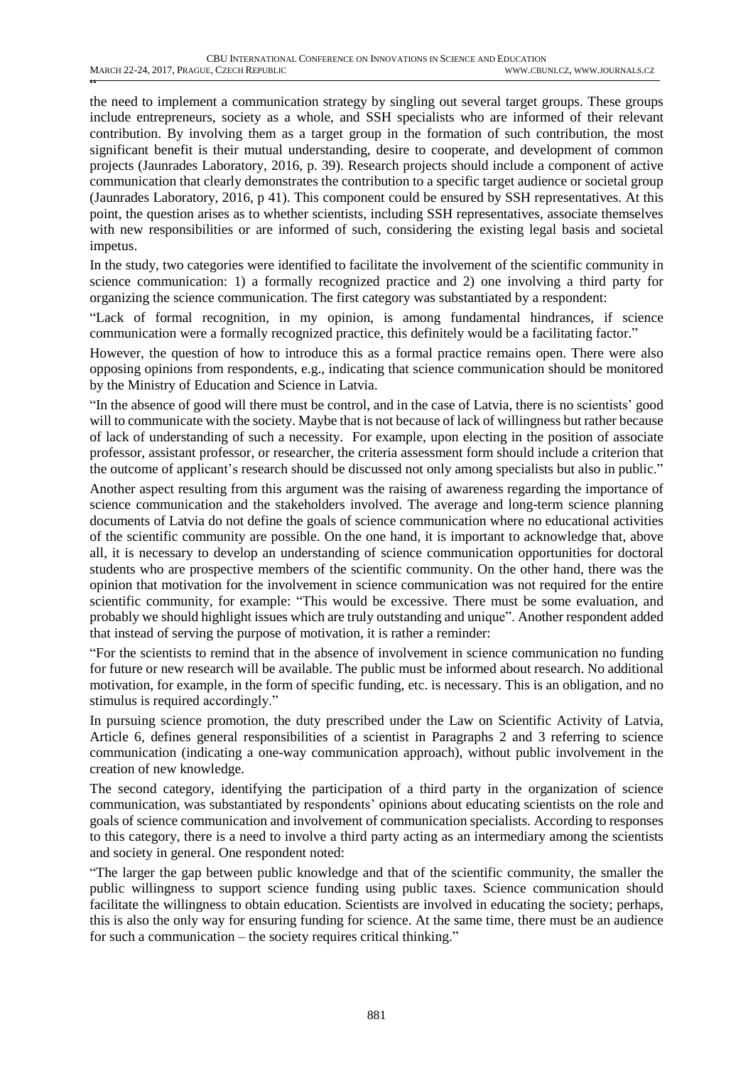the need to implement a communication strategy by singling out several target groups. These groups include entrepreneurs, society as a whole, and SSH specialists who are informed of their relevant contribution. By involving them as a target group in the formation of such contribution, the most significant benefit is their mutual understanding, desire to cooperate, and development of common projects (Jaunrades Laboratory, 2016, p. 39). Research projects should include a component of active communication that clearly demonstrates the contribution to a specific target audience or societal group (Jaunrades Laboratory, 2016, p 41). This component could be ensured by SSH representatives. At this point, the question arises as to whether scientists, including SSH representatives, associate themselves with new responsibilities or are informed of such, considering the existing legal basis and societal impetus.

In the study, two categories were identified to facilitate the involvement of the scientific community in science communication: 1) a formally recognized practice and 2) one involving a third party for organizing the science communication. The first category was substantiated by a respondent:

"Lack of formal recognition, in my opinion, is among fundamental hindrances, if science communication were a formally recognized practice, this definitely would be a facilitating factor."

However, the question of how to introduce this as a formal practice remains open. There were also opposing opinions from respondents, e.g., indicating that science communication should be monitored by the Ministry of Education and Science in Latvia.

"In the absence of good will there must be control, and in the case of Latvia, there is no scientists' good will to communicate with the society. Maybe that is not because of lack of willingness but rather because of lack of understanding of such a necessity. For example, upon electing in the position of associate professor, assistant professor, or researcher, the criteria assessment form should include a criterion that the outcome of applicant's research should be discussed not only among specialists but also in public."

Another aspect resulting from this argument was the raising of awareness regarding the importance of science communication and the stakeholders involved. The average and long-term science planning documents of Latvia do not define the goals of science communication where no educational activities of the scientific community are possible. On the one hand, it is important to acknowledge that, above all, it is necessary to develop an understanding of science communication opportunities for doctoral students who are prospective members of the scientific community. On the other hand, there was the opinion that motivation for the involvement in science communication was not required for the entire scientific community, for example: "This would be excessive. There must be some evaluation, and probably we should highlight issues which are truly outstanding and unique". Another respondent added that instead of serving the purpose of motivation, it is rather a reminder:

"For the scientists to remind that in the absence of involvement in science communication no funding for future or new research will be available. The public must be informed about research. No additional motivation, for example, in the form of specific funding, etc. is necessary. This is an obligation, and no stimulus is required accordingly."

In pursuing science promotion, the duty prescribed under the Law on Scientific Activity of Latvia, Article 6, defines general responsibilities of a scientist in Paragraphs 2 and 3 referring to science communication (indicating a one-way communication approach), without public involvement in the creation of new knowledge.

The second category, identifying the participation of a third party in the organization of science communication, was substantiated by respondents' opinions about educating scientists on the role and goals of science communication and involvement of communication specialists. According to responses to this category, there is a need to involve a third party acting as an intermediary among the scientists and society in general. One respondent noted:

"The larger the gap between public knowledge and that of the scientific community, the smaller the public willingness to support science funding using public taxes. Science communication should facilitate the willingness to obtain education. Scientists are involved in educating the society; perhaps, this is also the only way for ensuring funding for science. At the same time, there must be an audience for such a communication – the society requires critical thinking."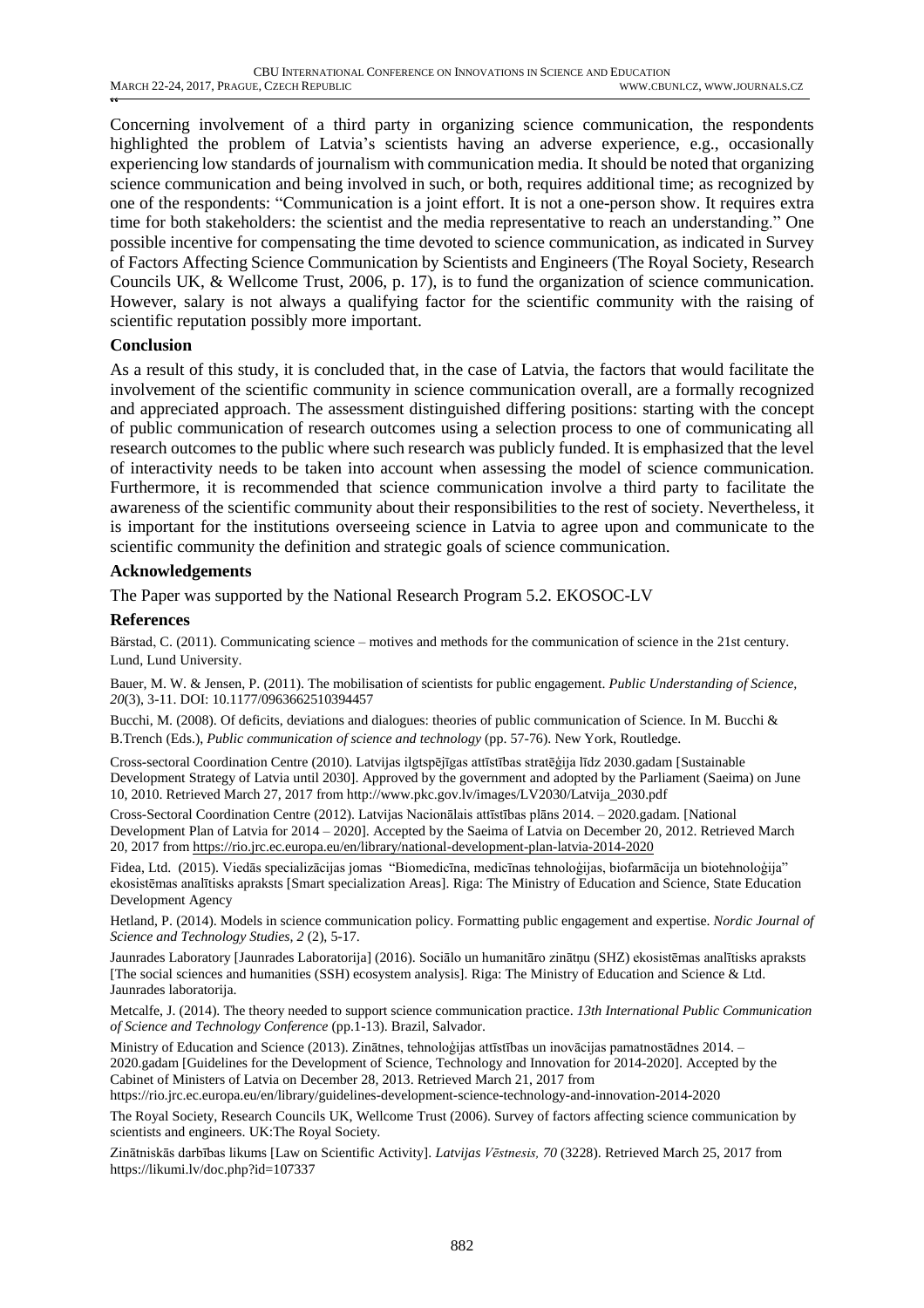Concerning involvement of a third party in organizing science communication, the respondents highlighted the problem of Latvia's scientists having an adverse experience, e.g., occasionally experiencing low standards of journalism with communication media. It should be noted that organizing science communication and being involved in such, or both, requires additional time; as recognized by one of the respondents: "Communication is a joint effort. It is not a one-person show. It requires extra time for both stakeholders: the scientist and the media representative to reach an understanding." One possible incentive for compensating the time devoted to science communication, as indicated in Survey of Factors Affecting Science Communication by Scientists and Engineers (The Royal Society, Research Councils UK, & Wellcome Trust, 2006, p. 17), is to fund the organization of science communication. However, salary is not always a qualifying factor for the scientific community with the raising of scientific reputation possibly more important.

## Conclusion

As a result of this study, it is concluded that, in the case of Latvia, the factors that would facilitate the involvement of the scientific community in science communication overall, are a formally recognized and appreciated approach. The assessment distinguished differing positions: starting with the concept of public communication of research outcomes using a selection process to one of communicating all research outcomes to the public where such research was publicly funded. It is emphasized that the level of interactivity needs to be taken into account when assessing the model of science communication. Furthermore, it is recommended that science communication involve a third party to facilitate the awareness of the scientific community about their responsibilities to the rest of society. Nevertheless, it is important for the institutions overseeing science in Latvia to agree upon and communicate to the scientific community the definition and strategic goals of science communication.

## Acknowledgements

The Paper was supported by the National Research Program 5.2. EKOSOC-LV

## References

Bärstad, C. (2011). Communicating science – motives and methods for the communication of science in the 21st century. Lund, Lund University.

Bauer, M. W. & Jensen, P. (2011). The mobilisation of scientists for public engagement. *Public Understanding of Science, 20*(3), 3-11. DOI: 10.1177/0963662510394457

Bucchi, M. (2008). Of deficits, deviations and dialogues: theories of public communication of Science. In M. Bucchi & B.Trench (Eds.), *Public communication of science and technology* (pp. 57-76). New York, Routledge.

Cross-sectoral Coordination Centre (2010). Latvijas ilgtspējīgas attīstības stratēģija līdz 2030.gadam [Sustainable Development Strategy of Latvia until 2030]. Approved by the government and adopted by the Parliament (Saeima) on June 10, 2010. Retrieved March 27, 2017 from http://www.pkc.gov.lv/images/LV2030/Latvija_2030.pdf

Cross-Sectoral Coordination Centre (2012). Latvijas Nacionālais attīstības plāns 2014. – 2020.gadam. [National Development Plan of Latvia for 2014 – 2020]. Accepted by the Saeima of Latvia on December 20, 2012. Retrieved March 20, 2017 from https://rio.jrc.ec.europa.eu/en/library/national-development-plan-latvia-2014-2020

Fidea, Ltd. (2015). Viedās specializācijas jomas "Biomedicīna, medicīnas tehnoloģijas, biofarmācija un biotehnoloģija" ekosistēmas analītisks apraksts [Smart specialization Areas]. Riga: The Ministry of Education and Science, State Education Development Agency

Hetland, P. (2014). Models in science communication policy. Formatting public engagement and expertise. *Nordic Journal of Science and Technology Studies, 2* (2), 5-17.

Jaunrades Laboratory [Jaunrades Laboratorija] (2016). Sociālo un humanitāro zinātņu (SHZ) ekosistēmas analītisks apraksts [The social sciences and humanities (SSH) ecosystem analysis]. Riga: The Ministry of Education and Science & Ltd. Jaunrades laboratorija.

Metcalfe, J. (2014). The theory needed to support science communication practice. *13th International Public Communication of Science and Technology Conference* (pp.1-13). Brazil, Salvador.

Ministry of Education and Science (2013). Zinātnes, tehnoloģijas attīstības un inovācijas pamatnostādnes 2014. – 2020.gadam [Guidelines for the Development of Science, Technology and Innovation for 2014-2020]. Accepted by the Cabinet of Ministers of Latvia on December 28, 2013. Retrieved March 21, 2017 from https://rio.jrc.ec.europa.eu/en/library/guidelines-development-science-technology-and-innovation-2014-2020

The Royal Society, Research Councils UK, Wellcome Trust (2006). Survey of factors affecting science communication by scientists and engineers. UK:The Royal Society.

Zinātniskās darbības likums [Law on Scientific Activity]. *Latvijas Vēstnesis, 70* (3228). Retrieved March 25, 2017 from https://likumi.lv/doc.php?id=107337